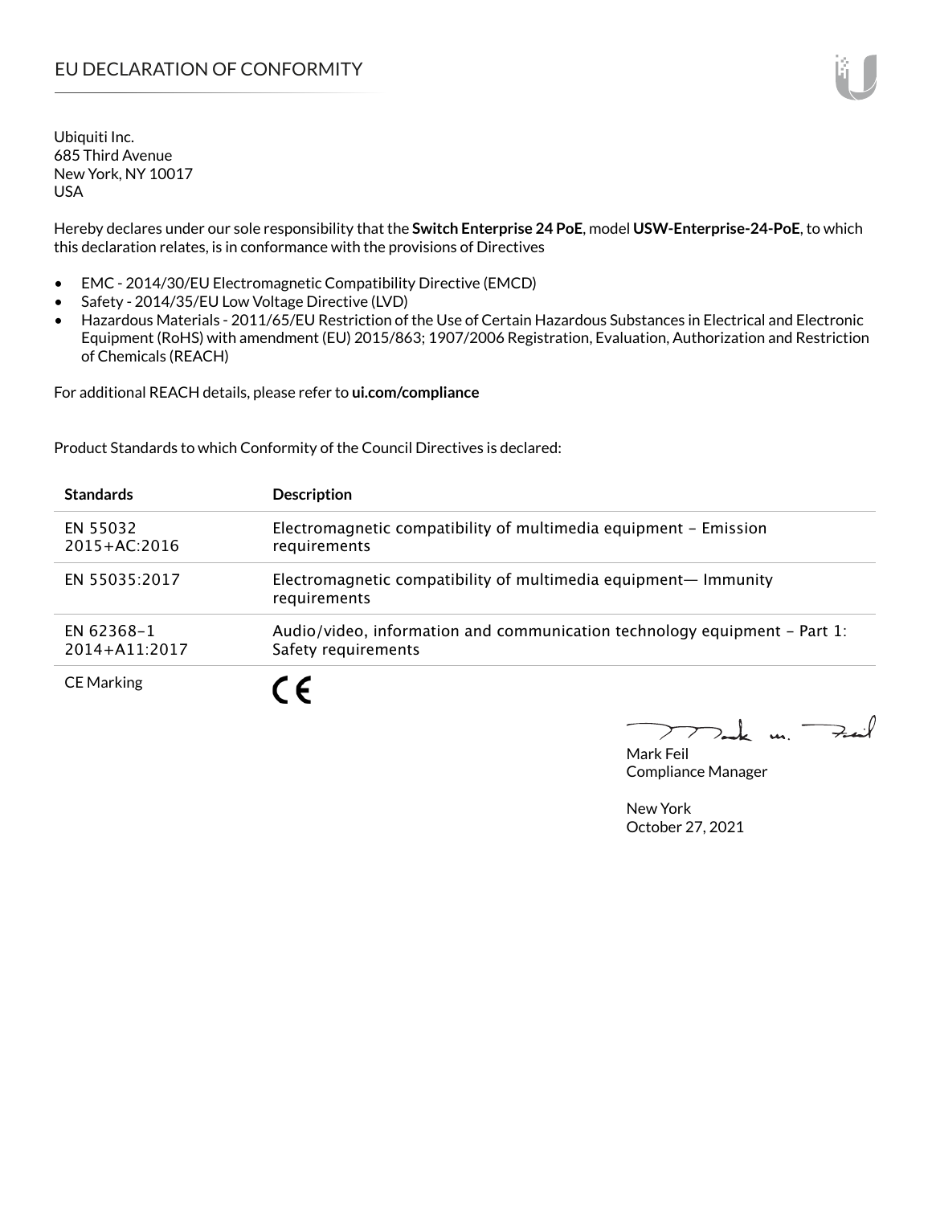# EU DECLARATION OF CONFORMITY

Ubiquiti Inc.
685 Third Avenue
New York, NY 10017
USA

Hereby declares under our sole responsibility that the **Switch Enterprise 24 PoE**, model **USW-Enterprise-24-PoE**, to which this declaration relates, is in conformance with the provisions of Directives

- EMC - 2014/30/EU Electromagnetic Compatibility Directive (EMCD)
- Safety - 2014/35/EU Low Voltage Directive (LVD)
- Hazardous Materials - 2011/65/EU Restriction of the Use of Certain Hazardous Substances in Electrical and Electronic Equipment (RoHS) with amendment (EU) 2015/863; 1907/2006 Registration, Evaluation, Authorization and Restriction of Chemicals (REACH)

For additional REACH details, please refer to **ui.com/compliance**

Product Standards to which Conformity of the Council Directives is declared:

| Standards | Description |
| --- | --- |
| EN 55032 2015+AC:2016 | Electromagnetic compatibility of multimedia equipment – Emission requirements |
| EN 55035:2017 | Electromagnetic compatibility of multimedia equipment— Immunity requirements |
| EN 62368-1 2014+A11:2017 | Audio/video, information and communication technology equipment – Part 1: Safety requirements |
| CE Marking | CE |

Mark Feil
Compliance Manager

New York
October 27, 2021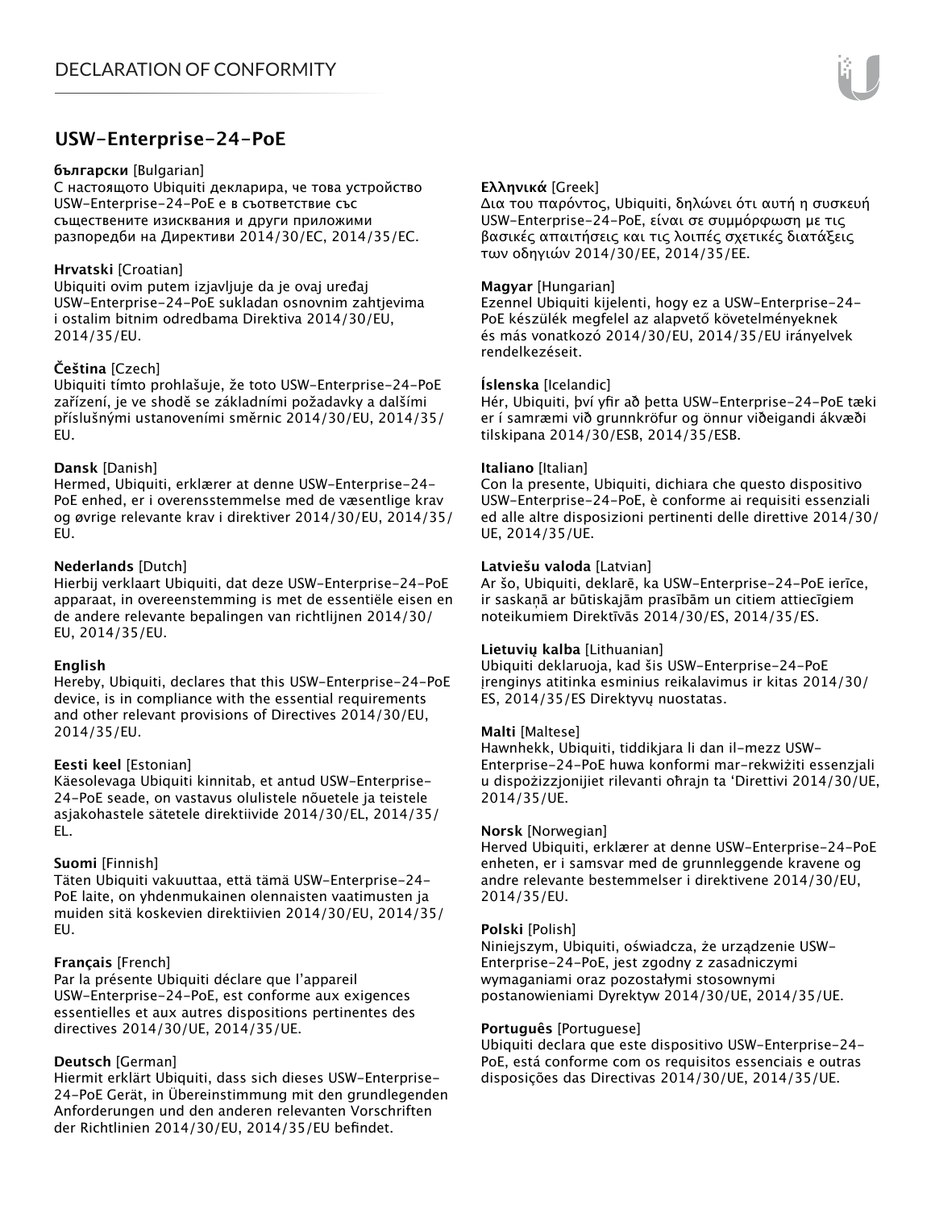# USW-Enterprise-24-PoE

**български** [Bulgarian]
С настоящото Ubiquiti декларира, че това устройство USW-Enterprise-24-PoE е в съответствие със съществените изисквания и други приложими разпоредби на Директиви 2014/30/ЕС, 2014/35/ЕС.

**Hrvatski** [Croatian]
Ubiquiti ovim putem izjavljuje da je ovaj uređaj USW-Enterprise-24-PoE sukladan osnovnim zahtjevima i ostalim bitnim odredbama Direktiva 2014/30/EU, 2014/35/EU.

**Čeština** [Czech]
Ubiquiti tímto prohlašuje, že toto USW-Enterprise-24-PoE zařízení, je ve shodě se základními požadavky a dalšími příslušnými ustanoveními směrnic 2014/30/EU, 2014/35/EU.

**Dansk** [Danish]
Hermed, Ubiquiti, erklærer at denne USW-Enterprise-24-PoE enhed, er i overensstemmelse med de væsentlige krav og øvrige relevante krav i direktiver 2014/30/EU, 2014/35/EU.

**Nederlands** [Dutch]
Hierbij verklaart Ubiquiti, dat deze USW-Enterprise-24-PoE apparaat, in overeenstemming is met de essentiële eisen en de andere relevante bepalingen van richtlijnen 2014/30/EU, 2014/35/EU.

**English**
Hereby, Ubiquiti, declares that this USW-Enterprise-24-PoE device, is in compliance with the essential requirements and other relevant provisions of Directives 2014/30/EU, 2014/35/EU.

**Eesti keel** [Estonian]
Käesolevaga Ubiquiti kinnitab, et antud USW-Enterprise-24-PoE seade, on vastavus olulistele nõuetele ja teistele asjakohastele sätetele direktiivide 2014/30/EL, 2014/35/EL.

**Suomi** [Finnish]
Täten Ubiquiti vakuuttaa, että tämä USW-Enterprise-24-PoE laite, on yhdenmukainen olennaisten vaatimusten ja muiden sitä koskevien direktiivien 2014/30/EU, 2014/35/EU.

**Français** [French]
Par la présente Ubiquiti déclare que l'appareil USW-Enterprise-24-PoE, est conforme aux exigences essentielles et aux autres dispositions pertinentes des directives 2014/30/UE, 2014/35/UE.

**Deutsch** [German]
Hiermit erklärt Ubiquiti, dass sich dieses USW-Enterprise-24-PoE Gerät, in Übereinstimmung mit den grundlegenden Anforderungen und den anderen relevanten Vorschriften der Richtlinien 2014/30/EU, 2014/35/EU befindet.

**Ελληνικά** [Greek]
Δια του παρόντος, Ubiquiti, δηλώνει ότι αυτή η συσκευή USW-Enterprise-24-PoE, είναι σε συμμόρφωση με τις βασικές απαιτήσεις και τις λοιπές σχετικές διατάξεις των οδηγιών 2014/30/EE, 2014/35/EE.

**Magyar** [Hungarian]
Ezennel Ubiquiti kijelenti, hogy ez a USW-Enterprise-24-PoE készülék megfelel az alapvető követelményeknek és más vonatkozó 2014/30/EU, 2014/35/EU irányelvek rendelkezéseit.

**Íslenska** [Icelandic]
Hér, Ubiquiti, því yfir að þetta USW-Enterprise-24-PoE tæki er í samræmi við grunnkröfur og önnur viðeigandi ákvæði tilskipana 2014/30/ESB, 2014/35/ESB.

**Italiano** [Italian]
Con la presente, Ubiquiti, dichiara che questo dispositivo USW-Enterprise-24-PoE, è conforme ai requisiti essenziali ed alle altre disposizioni pertinenti delle direttive 2014/30/UE, 2014/35/UE.

**Latviešu valoda** [Latvian]
Ar šo, Ubiquiti, deklarē, ka USW-Enterprise-24-PoE ierīce, ir saskaņā ar būtiskajām prasībām un citiem attiecīgiem noteikumiem Direktīvās 2014/30/ES, 2014/35/ES.

**Lietuvių kalba** [Lithuanian]
Ubiquiti deklaruoja, kad šis USW-Enterprise-24-PoE įrenginys atitinka esminius reikalavimus ir kitas 2014/30/ES, 2014/35/ES Direktyvų nuostatas.

**Malti** [Maltese]
Hawnhekk, Ubiquiti, tiddikjara li dan il-mezz USW-Enterprise-24-PoE huwa konformi mar-rekwiżiti essenzjali u dispożizzjonijiet rilevanti oħrajn ta 'Direttivi 2014/30/UE, 2014/35/UE.

**Norsk** [Norwegian]
Herved Ubiquiti, erklærer at denne USW-Enterprise-24-PoE enheten, er i samsvar med de grunnleggende kravene og andre relevante bestemmelser i direktivene 2014/30/EU, 2014/35/EU.

**Polski** [Polish]
Niniejszym, Ubiquiti, oświadcza, że urządzenie USW-Enterprise-24-PoE, jest zgodny z zasadniczymi wymaganiami oraz pozostałymi stosownymi postanowieniami Dyrektyw 2014/30/UE, 2014/35/UE.

**Português** [Portuguese]
Ubiquiti declara que este dispositivo USW-Enterprise-24-PoE, está conforme com os requisitos essenciais e outras disposições das Directivas 2014/30/UE, 2014/35/UE.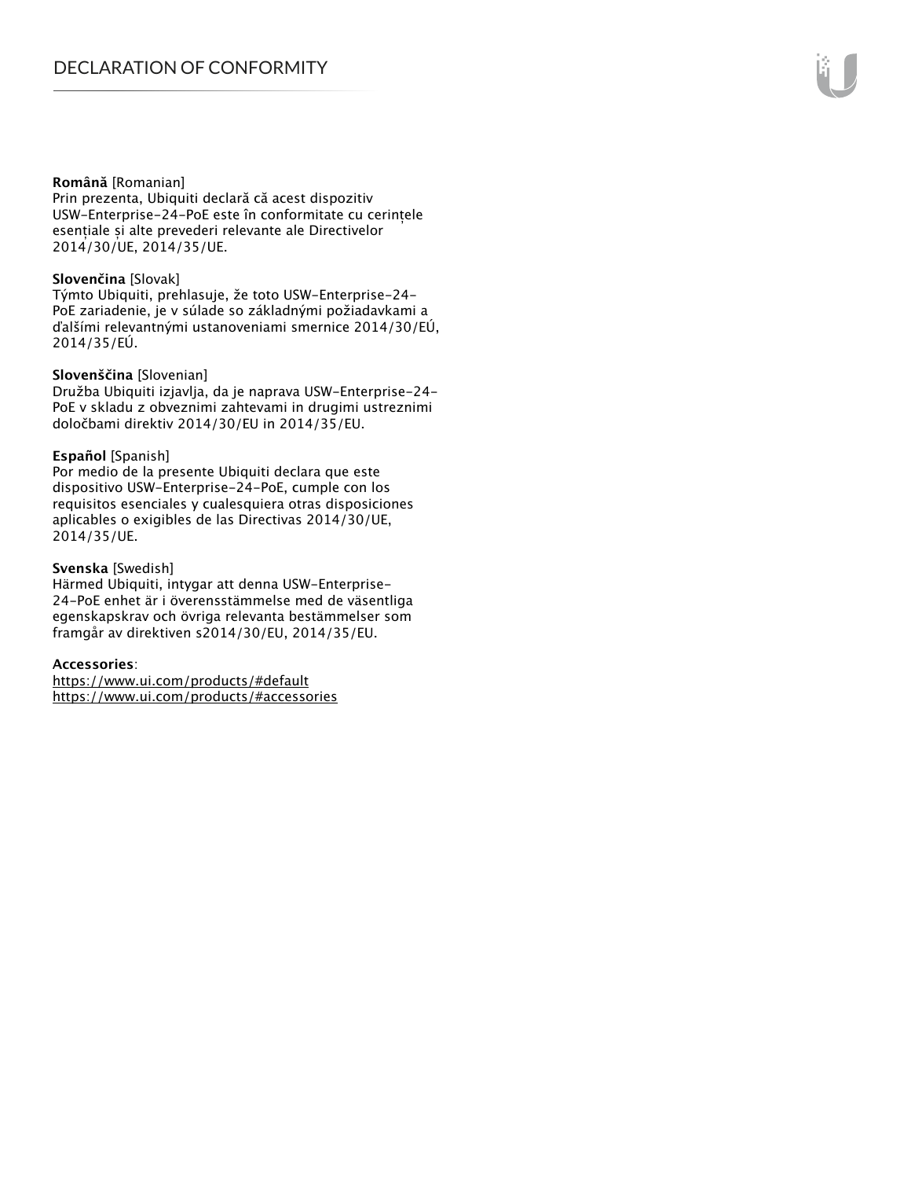**Română** [Romanian]
Prin prezenta, Ubiquiti declară că acest dispozitiv USW-Enterprise-24-PoE este în conformitate cu cerințele esențiale și alte prevederi relevante ale Directivelor 2014/30/UE, 2014/35/UE.

**Slovenčina** [Slovak]
Týmto Ubiquiti, prehlasuje, že toto USW-Enterprise-24-PoE zariadenie, je v súlade so základnými požiadavkami a ďalšími relevantnými ustanoveniami smernice 2014/30/EÚ, 2014/35/EÚ.

**Slovenščina** [Slovenian]
Družba Ubiquiti izjavlja, da je naprava USW-Enterprise-24-PoE v skladu z obveznimi zahtevami in drugimi ustreznimi določbami direktiv 2014/30/EU in 2014/35/EU.

**Español** [Spanish]
Por medio de la presente Ubiquiti declara que este dispositivo USW-Enterprise-24-PoE, cumple con los requisitos esenciales y cualesquiera otras disposiciones aplicables o exigibles de las Directivas 2014/30/UE, 2014/35/UE.

**Svenska** [Swedish]
Härmed Ubiquiti, intygar att denna USW-Enterprise-24-PoE enhet är i överensstämmelse med de väsentliga egenskapskrav och övriga relevanta bestämmelser som framgår av direktiven s2014/30/EU, 2014/35/EU.

**Accessories**:
https://www.ui.com/products/#default
https://www.ui.com/products/#accessories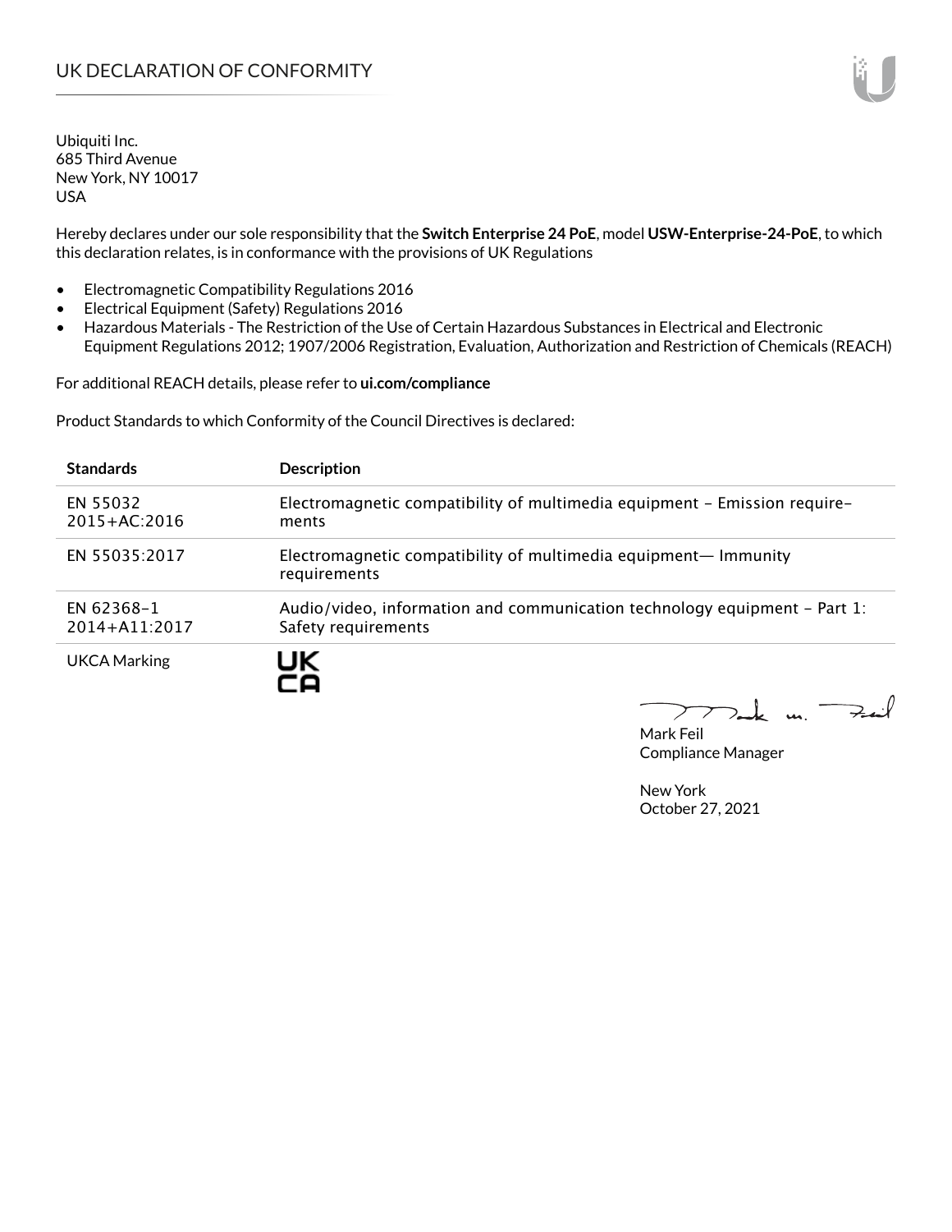# UK DECLARATION OF CONFORMITY

Ubiquiti Inc.
685 Third Avenue
New York, NY 10017
USA

Hereby declares under our sole responsibility that the **Switch Enterprise 24 PoE**, model **USW-Enterprise-24-PoE**, to which this declaration relates, is in conformance with the provisions of UK Regulations

- Electromagnetic Compatibility Regulations 2016
- Electrical Equipment (Safety) Regulations 2016
- Hazardous Materials - The Restriction of the Use of Certain Hazardous Substances in Electrical and Electronic Equipment Regulations 2012; 1907/2006 Registration, Evaluation, Authorization and Restriction of Chemicals (REACH)

For additional REACH details, please refer to **ui.com/compliance**

Product Standards to which Conformity of the Council Directives is declared:

| Standards | Description |
|---|---|
| EN 55032 2015+AC:2016 | Electromagnetic compatibility of multimedia equipment – Emission requirements |
| EN 55035:2017 | Electromagnetic compatibility of multimedia equipment— Immunity requirements |
| EN 62368-1 2014+A11:2017 | Audio/video, information and communication technology equipment – Part 1: Safety requirements |
| UKCA Marking | UK CA |

Mark Feil
Compliance Manager

New York
October 27, 2021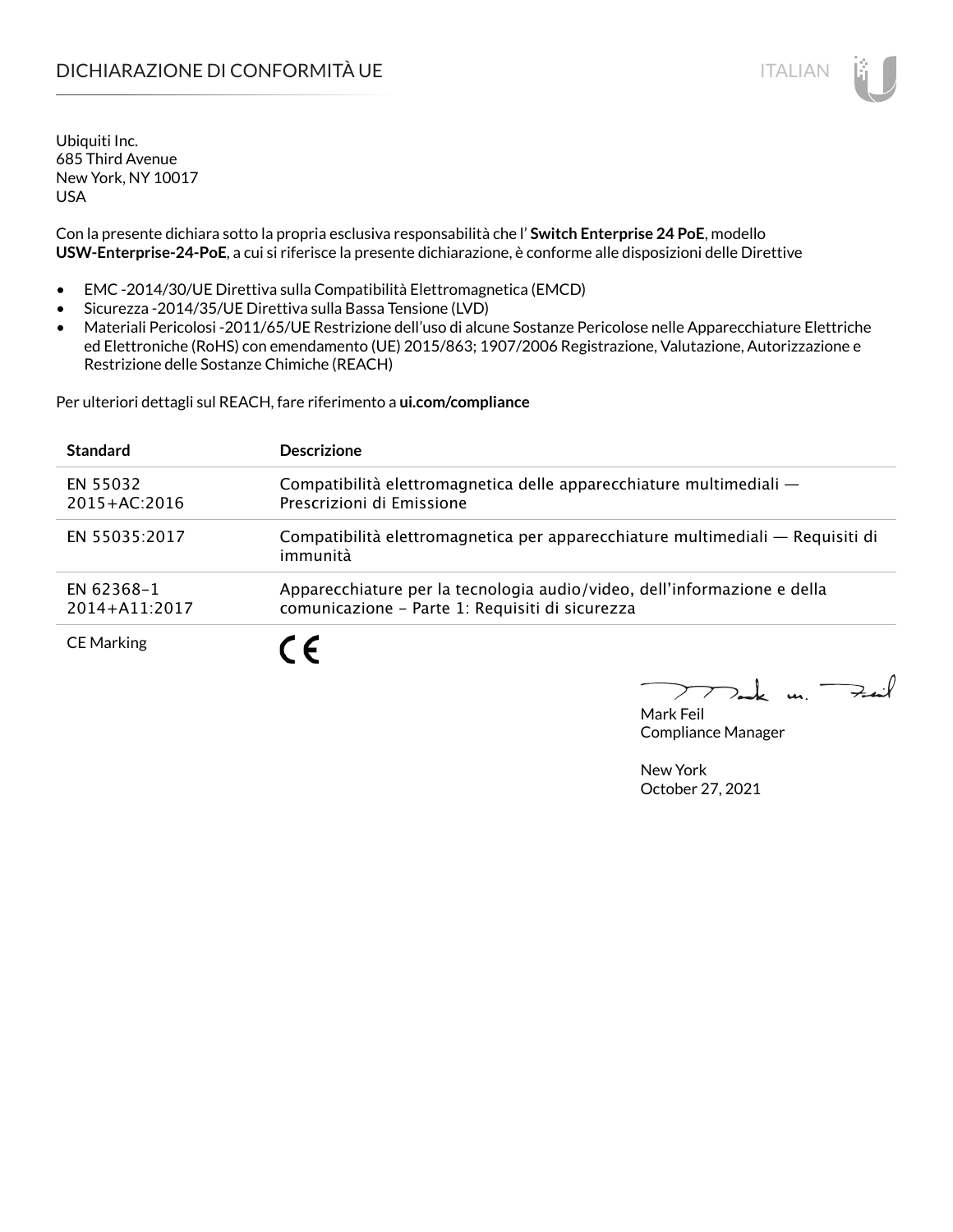# DICHIARAZIONE DI CONFORMITÀ UE

Ubiquiti Inc.
685 Third Avenue
New York, NY 10017
USA

Con la presente dichiara sotto la propria esclusiva responsabilità che l' **Switch Enterprise 24 PoE**, modello **USW-Enterprise-24-PoE**, a cui si riferisce la presente dichiarazione, è conforme alle disposizioni delle Direttive

- EMC -2014/30/UE Direttiva sulla Compatibilità Elettromagnetica (EMCD)
- Sicurezza -2014/35/UE Direttiva sulla Bassa Tensione (LVD)
- Materiali Pericolosi -2011/65/UE Restrizione dell'uso di alcune Sostanze Pericolose nelle Apparecchiature Elettriche ed Elettroniche (RoHS) con emendamento (UE) 2015/863; 1907/2006 Registrazione, Valutazione, Autorizzazione e Restrizione delle Sostanze Chimiche (REACH)

Per ulteriori dettagli sul REACH, fare riferimento a **ui.com/compliance**

| Standard | Descrizione |
|---|---|
| EN 55032 2015+AC:2016 | Compatibilità elettromagnetica delle apparecchiature multimediali — Prescrizioni di Emissione |
| EN 55035:2017 | Compatibilità elettromagnetica per apparecchiature multimediali — Requisiti di immunità |
| EN 62368-1 2014+A11:2017 | Apparecchiature per la tecnologia audio/video, dell'informazione e della comunicazione – Parte 1: Requisiti di sicurezza |
| CE Marking | CE |

Mark Feil
Compliance Manager

New York
October 27, 2021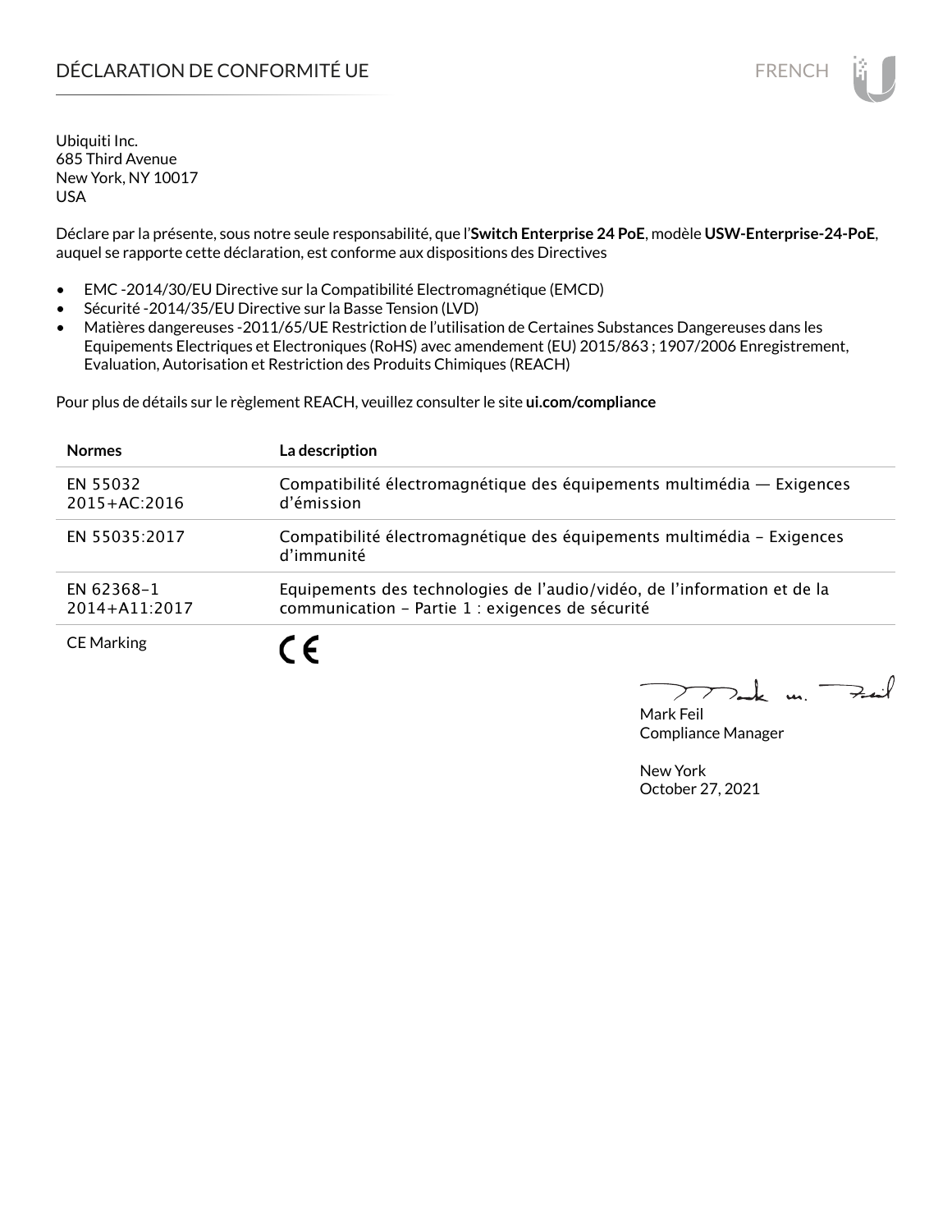# DÉCLARATION DE CONFORMITÉ UE

Ubiquiti Inc.
685 Third Avenue
New York, NY 10017
USA

Déclare par la présente, sous notre seule responsabilité, que l'**Switch Enterprise 24 PoE**, modèle **USW-Enterprise-24-PoE**, auquel se rapporte cette déclaration, est conforme aux dispositions des Directives

- EMC -2014/30/EU Directive sur la Compatibilité Electromagnétique (EMCD)
- Sécurité -2014/35/EU Directive sur la Basse Tension (LVD)
- Matières dangereuses -2011/65/UE Restriction de l'utilisation de Certaines Substances Dangereuses dans les Equipements Electriques et Electroniques (RoHS) avec amendement (EU) 2015/863 ; 1907/2006 Enregistrement, Evaluation, Autorisation et Restriction des Produits Chimiques (REACH)

Pour plus de détails sur le règlement REACH, veuillez consulter le site **ui.com/compliance**

| Normes | La description |
|---|---|
| EN 55032 2015+AC:2016 | Compatibilité électromagnétique des équipements multimédia — Exigences d'émission |
| EN 55035:2017 | Compatibilité électromagnétique des équipements multimédia – Exigences d'immunité |
| EN 62368-1 2014+A11:2017 | Equipements des technologies de l'audio/vidéo, de l'information et de la communication – Partie 1 : exigences de sécurité |
| CE Marking | CE |

Mark Feil
Compliance Manager

New York
October 27, 2021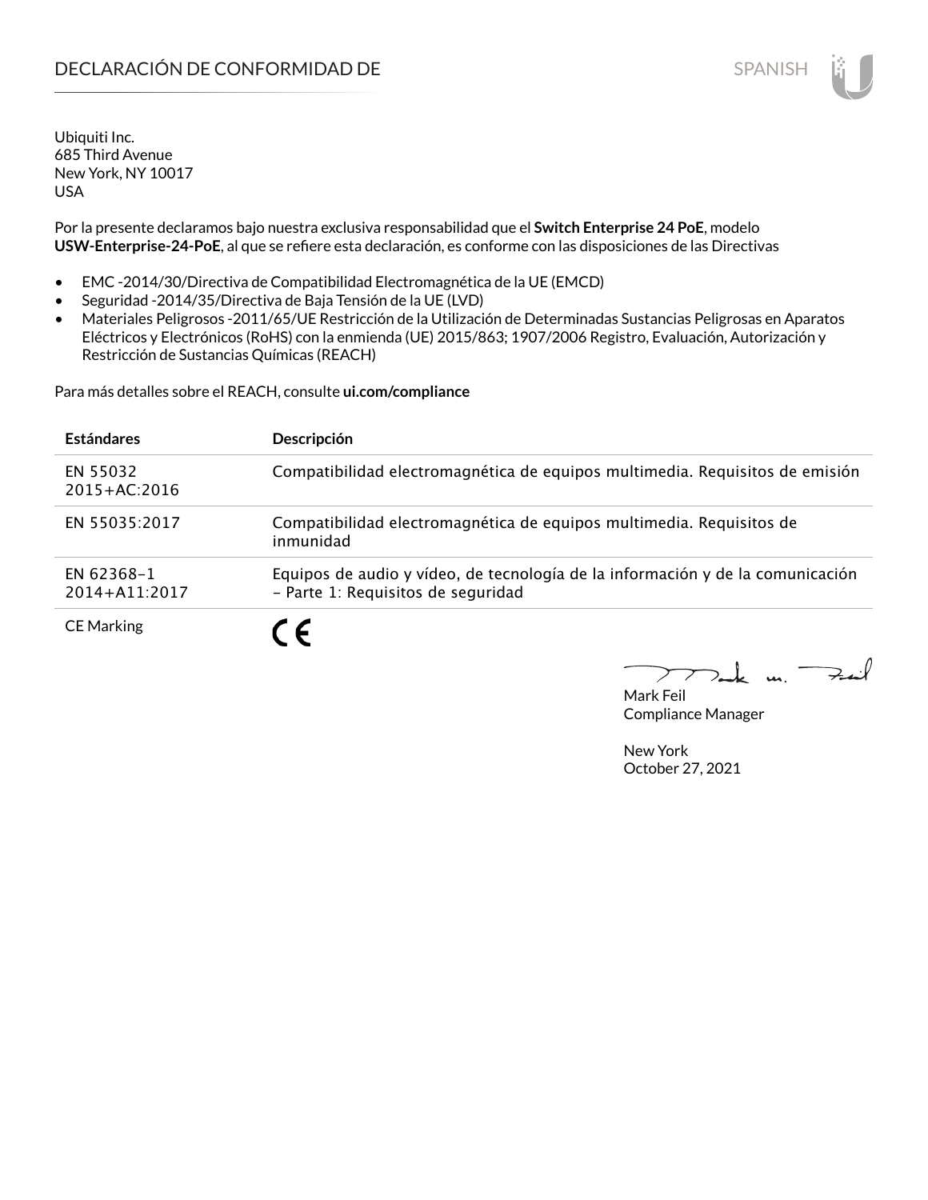# DECLARACIÓN DE CONFORMIDAD DE

Ubiquiti Inc.
685 Third Avenue
New York, NY 10017
USA

Por la presente declaramos bajo nuestra exclusiva responsabilidad que el **Switch Enterprise 24 PoE**, modelo **USW-Enterprise-24-PoE**, al que se refiere esta declaración, es conforme con las disposiciones de las Directivas

- EMC -2014/30/Directiva de Compatibilidad Electromagnética de la UE (EMCD)
- Seguridad -2014/35/Directiva de Baja Tensión de la UE (LVD)
- Materiales Peligrosos -2011/65/UE Restricción de la Utilización de Determinadas Sustancias Peligrosas en Aparatos Eléctricos y Electrónicos (RoHS) con la enmienda (UE) 2015/863; 1907/2006 Registro, Evaluación, Autorización y Restricción de Sustancias Químicas (REACH)

Para más detalles sobre el REACH, consulte **ui.com/compliance**

| **Estándares** | **Descripción** |
|---|---|
| EN 55032 2015+AC:2016 | Compatibilidad electromagnética de equipos multimedia. Requisitos de emisión |
| EN 55035:2017 | Compatibilidad electromagnética de equipos multimedia. Requisitos de inmunidad |
| EN 62368–1 2014+A11:2017 | Equipos de audio y vídeo, de tecnología de la información y de la comunicación – Parte 1: Requisitos de seguridad |
| CE Marking | CE |

Mark Feil
Compliance Manager

New York
October 27, 2021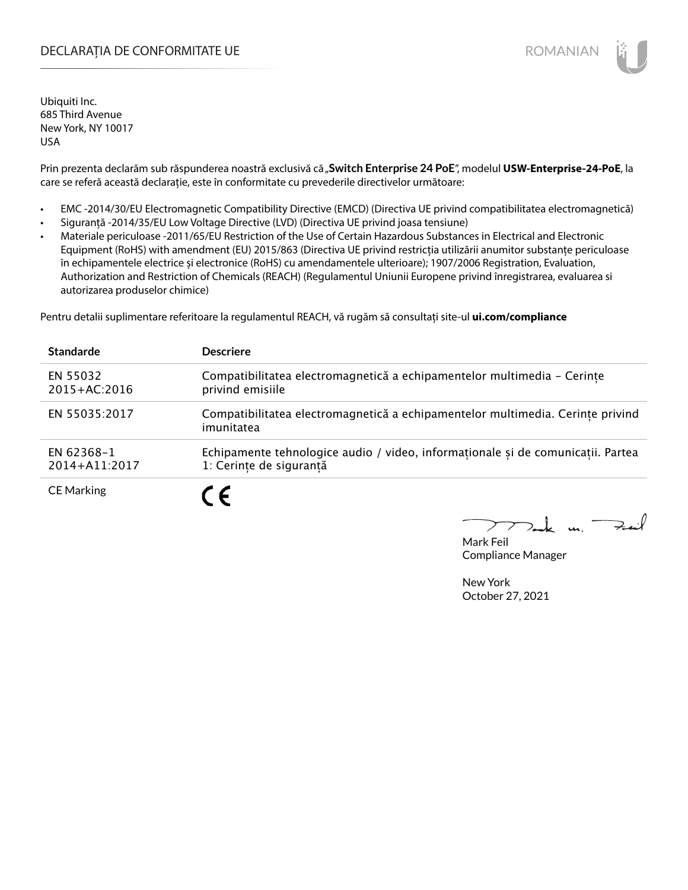# DECLARAȚIA DE CONFORMITATE UE

ROMANIAN

Ubiquiti Inc.
685 Third Avenue
New York, NY 10017
USA

Prin prezenta declarăm sub răspunderea noastră exclusivă că „**Switch Enterprise 24 PoE**", modelul **USW-Enterprise-24-PoE**, la care se referă această declarație, este în conformitate cu prevederile directivelor următoare:

- EMC -2014/30/EU Electromagnetic Compatibility Directive (EMCD) (Directiva UE privind compatibilitatea electromagnetică)
- Siguranță -2014/35/EU Low Voltage Directive (LVD) (Directiva UE privind joasa tensiune)
- Materiale periculoase -2011/65/EU Restriction of the Use of Certain Hazardous Substances in Electrical and Electronic Equipment (RoHS) with amendment (EU) 2015/863 (Directiva UE privind restricția utilizării anumitor substanțe periculoase în echipamentele electrice și electronice (RoHS) cu amendamentele ulterioare); 1907/2006 Registration, Evaluation, Authorization and Restriction of Chemicals (REACH) (Regulamentul Uniunii Europene privind înregistrarea, evaluarea si autorizarea produselor chimice)

Pentru detalii suplimentare referitoare la regulamentul REACH, vă rugăm să consultați site-ul **ui.com/compliance**

| Standarde | Descriere |
|---|---|
| EN 55032 2015+AC:2016 | Compatibilitatea electromagnetică a echipamentelor multimedia – Cerințe privind emisiile |
| EN 55035:2017 | Compatibilitatea electromagnetică a echipamentelor multimedia. Cerințe privind imunitatea |
| EN 62368-1 2014+A11:2017 | Echipamente tehnologice audio / video, informaționale și de comunicații. Partea 1: Cerințe de siguranță |
| CE Marking | CE |

Mark Feil
Compliance Manager

New York
October 27, 2021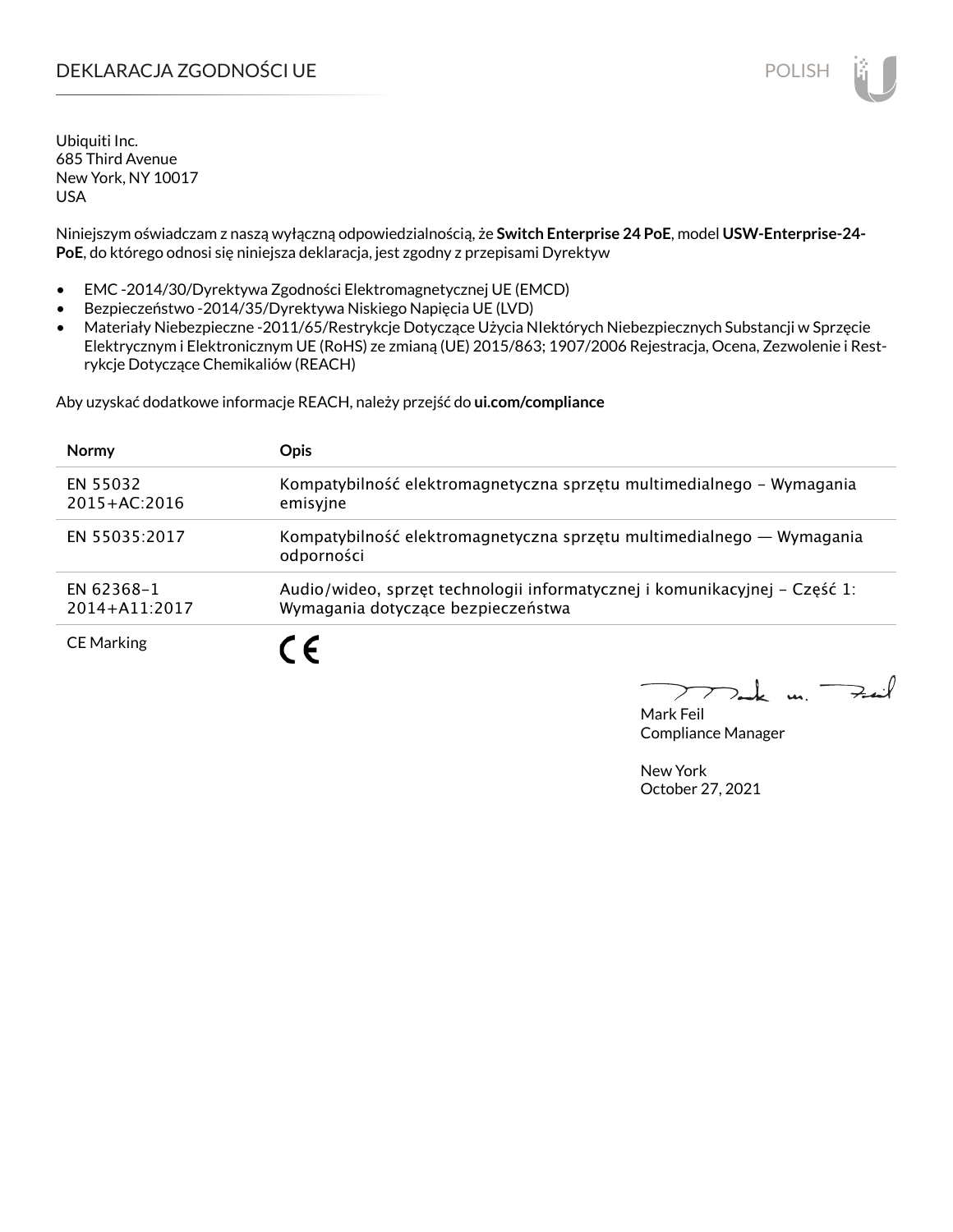# DEKLARACJA ZGODNOŚCI UE

Ubiquiti Inc.
685 Third Avenue
New York, NY 10017
USA

Niniejszym oświadczam z naszą wyłączną odpowiedzialnością, że **Switch Enterprise 24 PoE**, model **USW-Enterprise-24-PoE**, do którego odnosi się niniejsza deklaracja, jest zgodny z przepisami Dyrektyw

- EMC -2014/30/Dyrektywa Zgodności Elektromagnetycznej UE (EMCD)
- Bezpieczeństwo -2014/35/Dyrektywa Niskiego Napięcia UE (LVD)
- Materiały Niebezpieczne -2011/65/Restrykcje Dotyczące Użycia NIektórych Niebezpiecznych Substancji w Sprzęcie Elektrycznym i Elektronicznym UE (RoHS) ze zmianą (UE) 2015/863; 1907/2006 Rejestracja, Ocena, Zezwolenie i Restrykcje Dotyczące Chemikaliów (REACH)

Aby uzyskać dodatkowe informacje REACH, należy przejść do **ui.com/compliance**

| Normy | Opis |
|---|---|
| EN 55032 2015+AC:2016 | Kompatybilność elektromagnetyczna sprzętu multimedialnego – Wymagania emisyjne |
| EN 55035:2017 | Kompatybilność elektromagnetyczna sprzętu multimedialnego — Wymagania odporności |
| EN 62368–1 2014+A11:2017 | Audio/wideo, sprzęt technologii informatycznej i komunikacyjnej – Część 1: Wymagania dotyczące bezpieczeństwa |
| CE Marking | CE |

Mark Feil
Compliance Manager

New York
October 27, 2021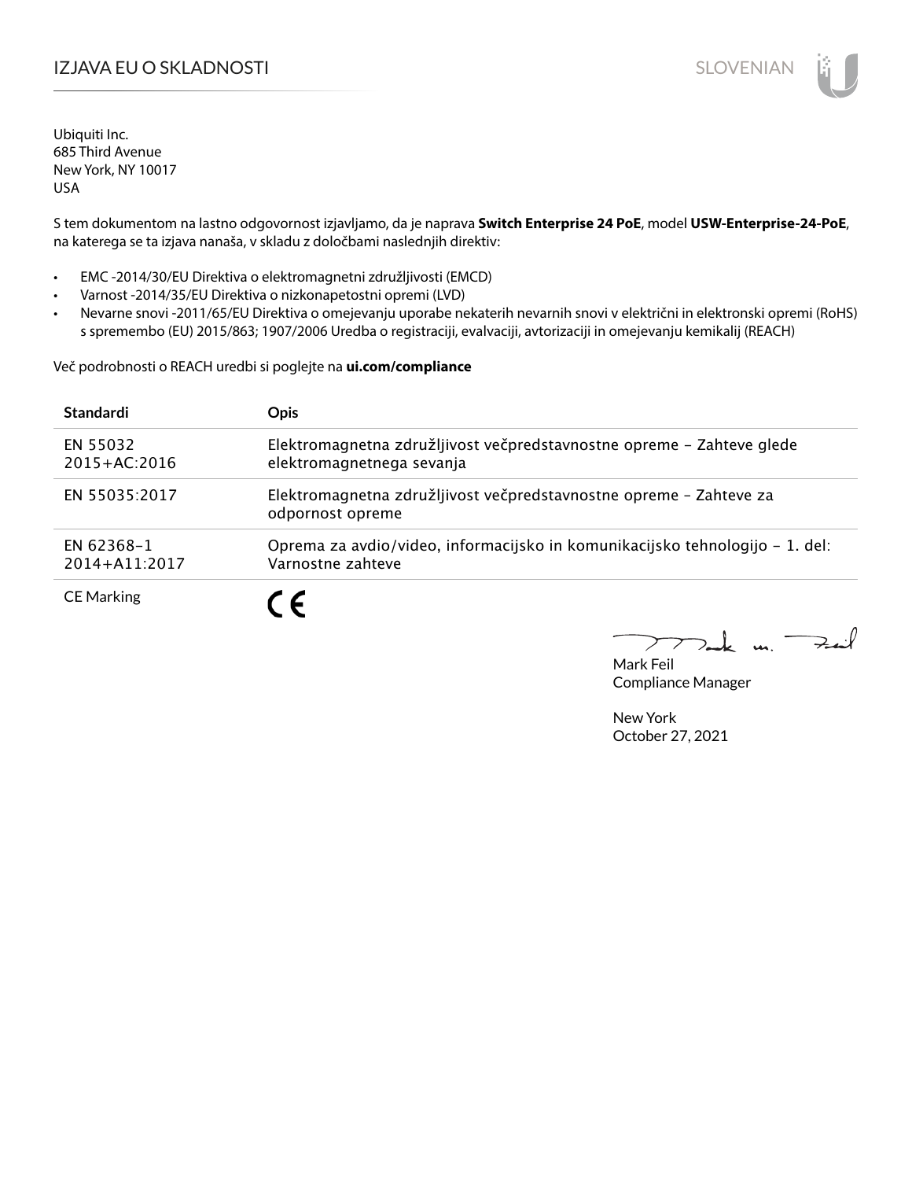# IZJAVA EU O SKLADNOSTI

Ubiquiti Inc.
685 Third Avenue
New York, NY 10017
USA

S tem dokumentom na lastno odgovornost izjavljamo, da je naprava **Switch Enterprise 24 PoE**, model **USW-Enterprise-24-PoE**, na katerega se ta izjava nanaša, v skladu z določbami naslednjih direktiv:

- EMC -2014/30/EU Direktiva o elektromagnetni združljivosti (EMCD)
- Varnost -2014/35/EU Direktiva o nizkonapetostni opremi (LVD)
- Nevarne snovi -2011/65/EU Direktiva o omejevanju uporabe nekaterih nevarnih snovi v električni in elektronski opremi (RoHS) s spremembo (EU) 2015/863; 1907/2006 Uredba o registraciji, evalvaciji, avtorizaciji in omejevanju kemikalij (REACH)

Več podrobnosti o REACH uredbi si poglejte na **ui.com/compliance**

| Standardi | Opis |
|---|---|
| EN 55032 2015+AC:2016 | Elektromagnetna združljivost večpredstavnostne opreme – Zahteve glede elektromagnetnega sevanja |
| EN 55035:2017 | Elektromagnetna združljivost večpredstavnostne opreme – Zahteve za odpornost opreme |
| EN 62368-1 2014+A11:2017 | Oprema za avdio/video, informacijsko in komunikacijsko tehnologijo – 1. del: Varnostne zahteve |
| CE Marking | CE |

Mark Feil
Compliance Manager

New York
October 27, 2021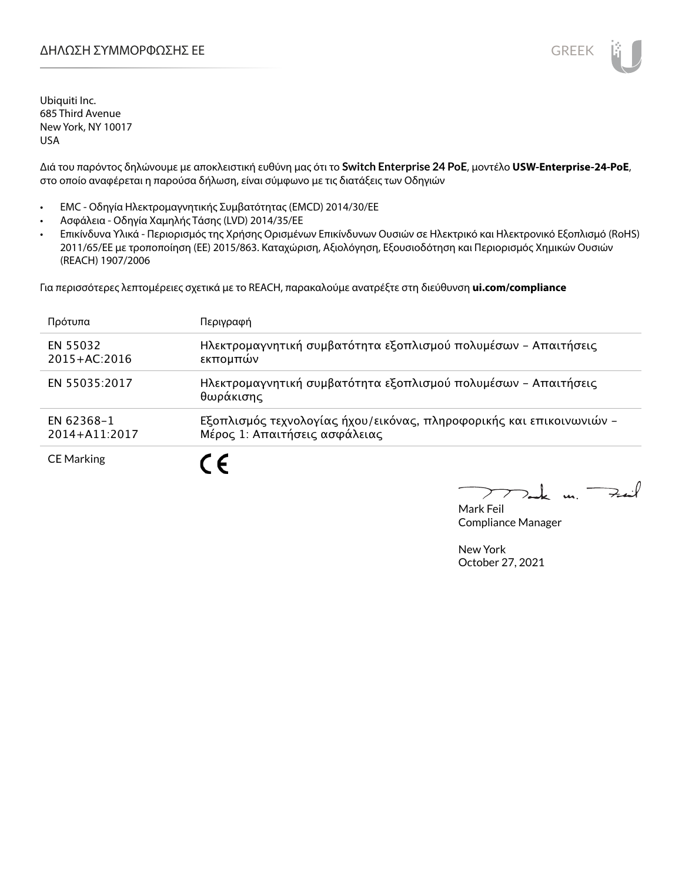# ΔΗΛΩΣΗ ΣΥΜΜΟΡΦΩΣΗΣ ΕΕ

Ubiquiti Inc.
685 Third Avenue
New York, NY 10017
USA

Διά του παρόντος δηλώνουμε με αποκλειστική ευθύνη μας ότι το **Switch Enterprise 24 PoE**, μοντέλο **USW-Enterprise-24-PoE**, στο οποίο αναφέρεται η παρούσα δήλωση, είναι σύμφωνο με τις διατάξεις των Οδηγιών

- EMC - Οδηγία Ηλεκτρομαγνητικής Συμβατότητας (EMCD) 2014/30/ΕΕ
- Ασφάλεια - Οδηγία Χαμηλής Τάσης (LVD) 2014/35/ΕΕ
- Επικίνδυνα Υλικά - Περιορισμός της Χρήσης Ορισμένων Επικίνδυνων Ουσιών σε Ηλεκτρικό και Ηλεκτρονικό Εξοπλισμό (RoHS) 2011/65/ΕΕ με τροποποίηση (ΕΕ) 2015/863. Καταχώριση, Αξιολόγηση, Εξουσιοδότηση και Περιορισμός Χημικών Ουσιών (REACH) 1907/2006

Για περισσότερες λεπτομέρειες σχετικά με το REACH, παρακαλούμε ανατρέξτε στη διεύθυνση **ui.com/compliance**

| Πρότυπα | Περιγραφή |
|---|---|
| EN 55032 2015+AC:2016 | Ηλεκτρομαγνητική συμβατότητα εξοπλισμού πολυμέσων – Απαιτήσεις εκπομπών |
| EN 55035:2017 | Ηλεκτρομαγνητική συμβατότητα εξοπλισμού πολυμέσων – Απαιτήσεις θωράκισης |
| EN 62368-1 2014+A11:2017 | Εξοπλισμός τεχνολογίας ήχου/εικόνας, πληροφορικής και επικοινωνιών – Μέρος 1: Απαιτήσεις ασφάλειας |
| CE Marking | CE |

Mark Feil
Compliance Manager

New York
October 27, 2021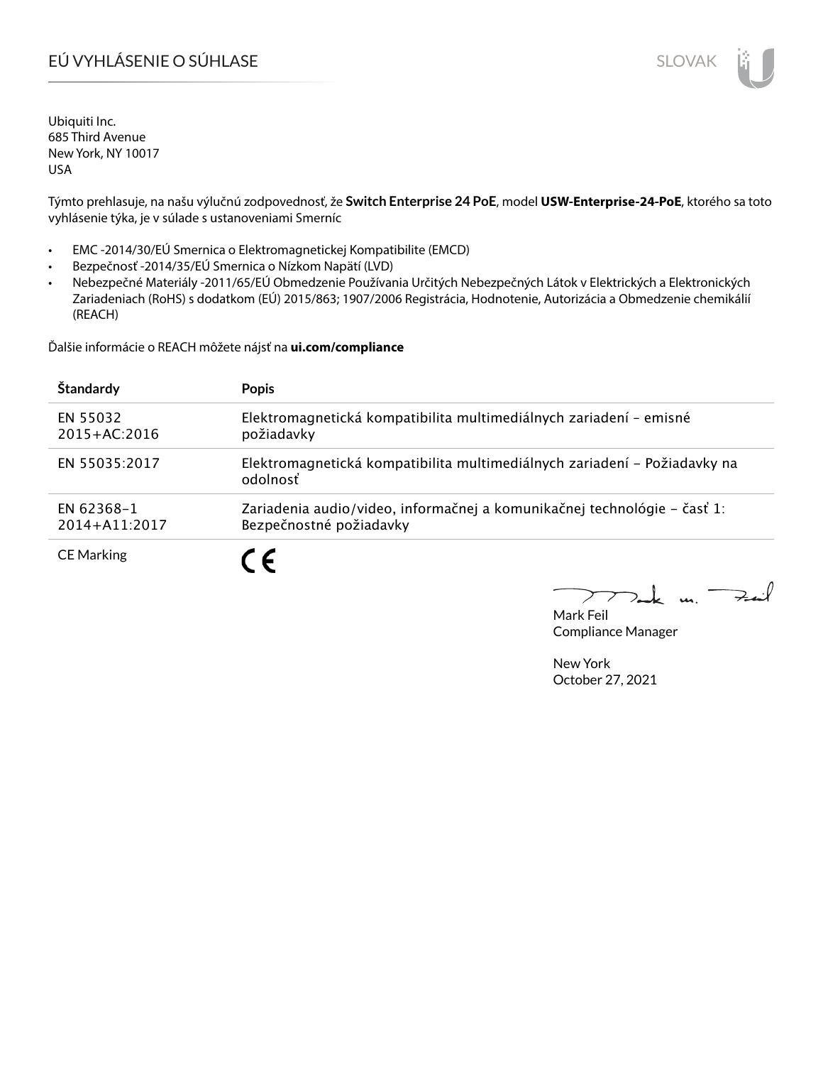# EÚ VYHLÁSENIE O SÚHLASE

SLOVAK

Ubiquiti Inc.
685 Third Avenue
New York, NY 10017
USA

Týmto prehlasuje, na našu výlučnú zodpovednosť, že **Switch Enterprise 24 PoE**, model **USW-Enterprise-24-PoE**, ktorého sa toto vyhlásenie týka, je v súlade s ustanoveniami Smerníc

- EMC -2014/30/EÚ Smernica o Elektromagnetickej Kompatibilite (EMCD)
- Bezpečnosť -2014/35/EÚ Smernica o Nízkom Napätí (LVD)
- Nebezpečné Materiály -2011/65/EÚ Obmedzenie Používania Určitých Nebezpečných Látok v Elektrických a Elektronických Zariadeniach (RoHS) s dodatkom (EÚ) 2015/863; 1907/2006 Registrácia, Hodnotenie, Autorizácia a Obmedzenie chemikálií (REACH)

Ďalšie informácie o REACH môžete nájsť na **ui.com/compliance**

| Štandardy | Popis |
|---|---|
| EN 55032 2015+AC:2016 | Elektromagnetická kompatibilita multimediálnych zariadení – emisné požiadavky |
| EN 55035:2017 | Elektromagnetická kompatibilita multimediálnych zariadení – Požiadavky na odolnosť |
| EN 62368-1 2014+A11:2017 | Zariadenia audio/video, informačnej a komunikačnej technológie – časť 1: Bezpečnostné požiadavky |
| CE Marking | CE |

Mark Feil
Compliance Manager

New York
October 27, 2021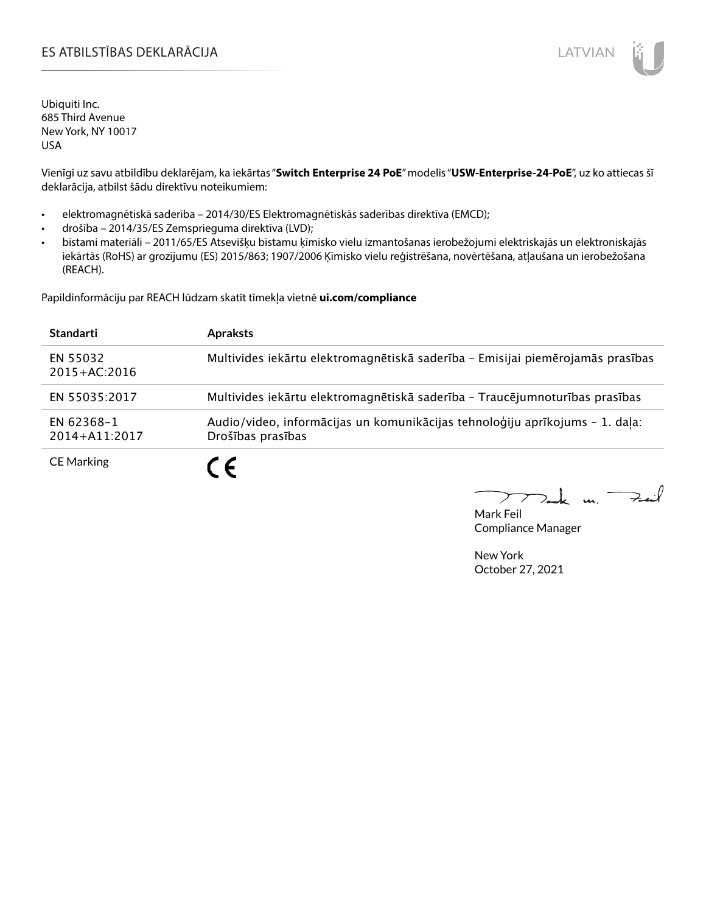# ES ATBILSTĪBAS DEKLARĀCIJA

Ubiquiti Inc.
685 Third Avenue
New York, NY 10017
USA

Vienīgi uz savu atbildību deklarējam, ka iekārtas "**Switch Enterprise 24 PoE**" modelis "**USW-Enterprise-24-PoE**", uz ko attiecas šī deklarācija, atbilst šādu direktīvu noteikumiem:

- elektromagnētiskā saderība – 2014/30/ES Elektromagnētiskās saderības direktīva (EMCD);
- drošība – 2014/35/ES Zemsprieguma direktīva (LVD);
- bīstami materiāli – 2011/65/ES Atsevišķu bīstamu ķīmisko vielu izmantošanas ierobežojumi elektriskajās un elektroniskajās iekārtās (RoHS) ar grozījumu (ES) 2015/863; 1907/2006 Ķīmisko vielu reģistrēšana, novērtēšana, atļaušana un ierobežošana (REACH).

Papildinformāciju par REACH lūdzam skatīt tīmekļa vietnē **ui.com/compliance**

| **Standarti** | **Apraksts** |
| --- | --- |
| EN 55032 2015+AC:2016 | Multivides iekārtu elektromagnētiskā saderība – Emisijai piemērojamās prasības |
| EN 55035:2017 | Multivides iekārtu elektromagnētiskā saderība – Traucējumnoturības prasības |
| EN 62368-1 2014+A11:2017 | Audio/video, informācijas un komunikācijas tehnoloģiju aprīkojums – 1. daļa: Drošības prasības |
| CE Marking | CE |

Mark Feil
Compliance Manager

New York
October 27, 2021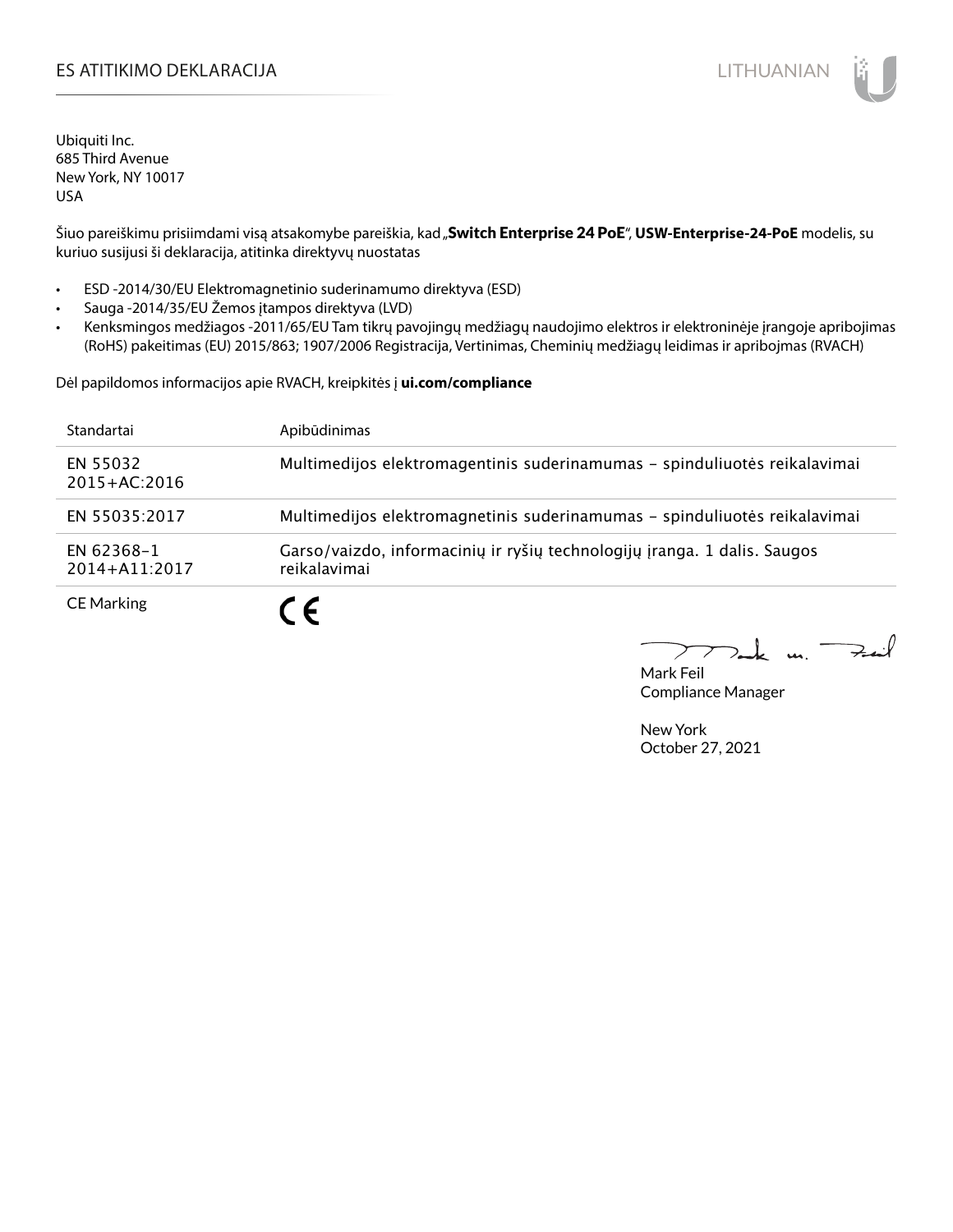# ES ATITIKIMO DEKLARACIJA

Ubiquiti Inc.
685 Third Avenue
New York, NY 10017
USA

Šiuo pareiškimu prisiimdami visą atsakomybe pareiškia, kad „**Switch Enterprise 24 PoE**", **USW-Enterprise-24-PoE** modelis, su kuriuo susijusi ši deklaracija, atitinka direktyvų nuostatas

- ESD -2014/30/EU Elektromagnetinio suderinamumo direktyva (ESD)
- Sauga -2014/35/EU Žemos įtampos direktyva (LVD)
- Kenksmingos medžiagos -2011/65/EU Tam tikrų pavojingų medžiagų naudojimo elektros ir elektroninėje įrangoje apribojimas (RoHS) pakeitimas (EU) 2015/863; 1907/2006 Registracija, Vertinimas, Cheminių medžiagų leidimas ir apribojmas (RVACH)

Dėl papildomos informacijos apie RVACH, kreipkitės į **ui.com/compliance**

| Standartai | Apibūdinimas |
|---|---|
| EN 55032 2015+AC:2016 | Multimedijos elektromagentinis suderinamumas – spinduliuotės reikalavimai |
| EN 55035:2017 | Multimedijos elektromagnetinis suderinamumas – spinduliuotės reikalavimai |
| EN 62368-1 2014+A11:2017 | Garso/vaizdo, informacinių ir ryšių technologijų įranga. 1 dalis. Saugos reikalavimai |
| CE Marking | CE |

Mark Feil
Compliance Manager

New York
October 27, 2021